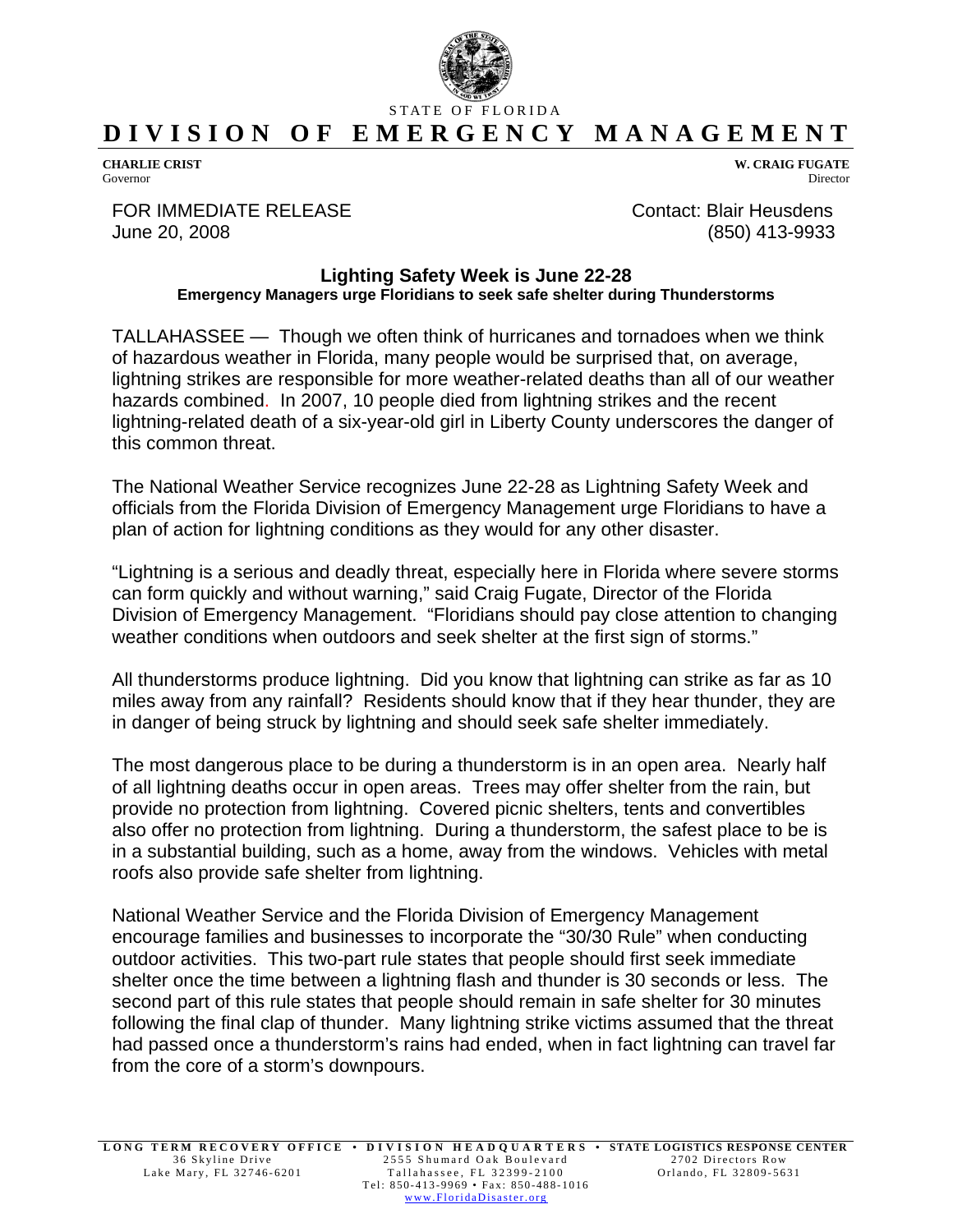STATE OF FLORIDA

# DIVISION OF EMERGENCY MANAGEMENT

**CHARLIE CRIST**
Governor

**W. CRAIG FUGATE**
Director

FOR IMMEDIATE RELEASE
June 20, 2008

Contact: Blair Heusdens
(850) 413-9933

## Lighting Safety Week is June 22-28

### Emergency Managers urge Floridians to seek safe shelter during Thunderstorms

TALLAHASSEE — Though we often think of hurricanes and tornadoes when we think of hazardous weather in Florida, many people would be surprised that, on average, lightning strikes are responsible for more weather-related deaths than all of our weather hazards combined. In 2007, 10 people died from lightning strikes and the recent lightning-related death of a six-year-old girl in Liberty County underscores the danger of this common threat.

The National Weather Service recognizes June 22-28 as Lightning Safety Week and officials from the Florida Division of Emergency Management urge Floridians to have a plan of action for lightning conditions as they would for any other disaster.

"Lightning is a serious and deadly threat, especially here in Florida where severe storms can form quickly and without warning," said Craig Fugate, Director of the Florida Division of Emergency Management. "Floridians should pay close attention to changing weather conditions when outdoors and seek shelter at the first sign of storms."

All thunderstorms produce lightning. Did you know that lightning can strike as far as 10 miles away from any rainfall? Residents should know that if they hear thunder, they are in danger of being struck by lightning and should seek safe shelter immediately.

The most dangerous place to be during a thunderstorm is in an open area. Nearly half of all lightning deaths occur in open areas. Trees may offer shelter from the rain, but provide no protection from lightning. Covered picnic shelters, tents and convertibles also offer no protection from lightning. During a thunderstorm, the safest place to be is in a substantial building, such as a home, away from the windows. Vehicles with metal roofs also provide safe shelter from lightning.

National Weather Service and the Florida Division of Emergency Management encourage families and businesses to incorporate the "30/30 Rule" when conducting outdoor activities. This two-part rule states that people should first seek immediate shelter once the time between a lightning flash and thunder is 30 seconds or less. The second part of this rule states that people should remain in safe shelter for 30 minutes following the final clap of thunder. Many lightning strike victims assumed that the threat had passed once a thunderstorm's rains had ended, when in fact lightning can travel far from the core of a storm's downpours.

LONG TERM RECOVERY OFFICE • DIVISION HEADQUARTERS • STATE LOGISTICS RESPONSE CENTER
36 Skyline Drive, Lake Mary, FL 32746-6201 • 2555 Shumard Oak Boulevard, Tallahassee, FL 32399-2100 • 2702 Directors Row, Orlando, FL 32809-5631
Tel: 850-413-9969 • Fax: 850-488-1016
www.FloridaDisaster.org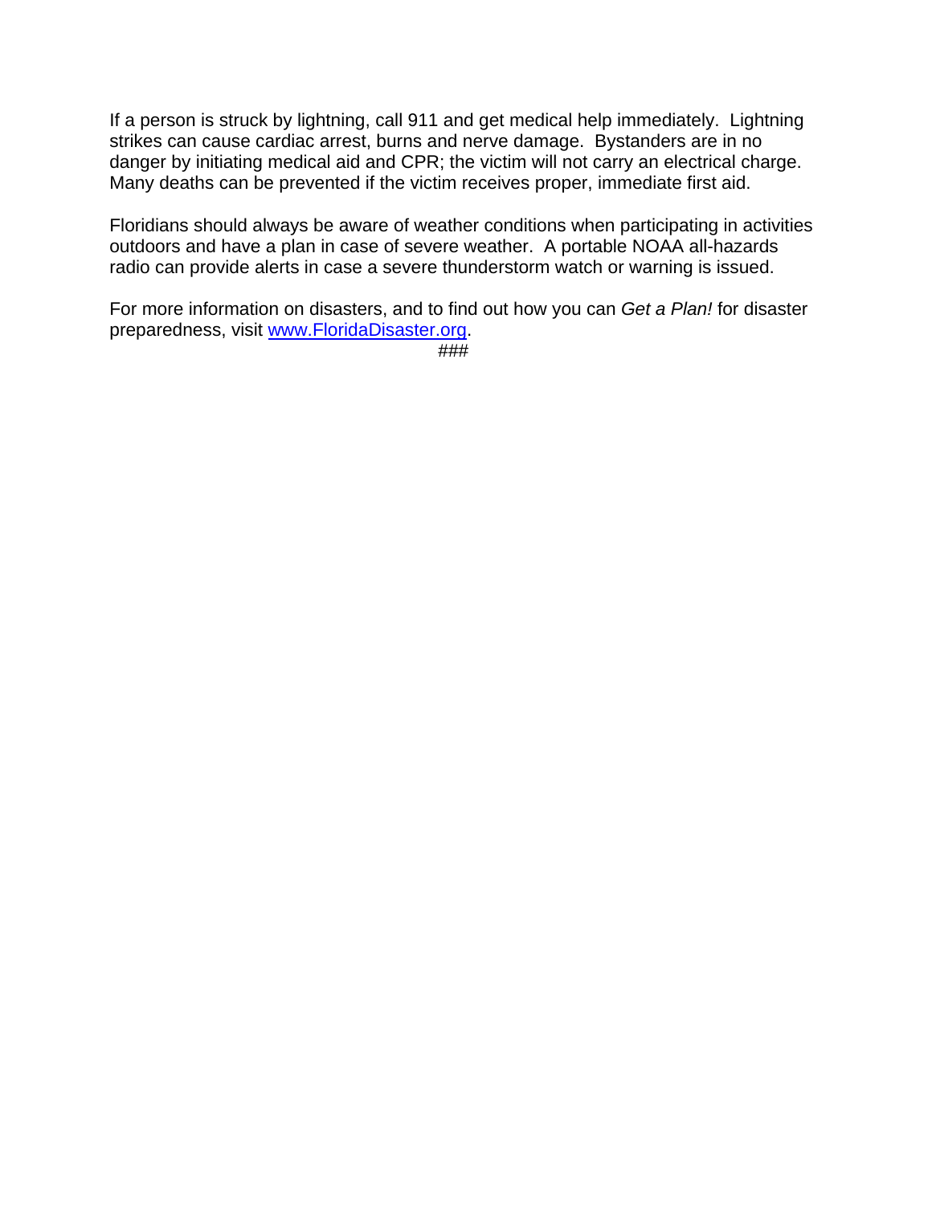If a person is struck by lightning, call 911 and get medical help immediately. Lightning strikes can cause cardiac arrest, burns and nerve damage. Bystanders are in no danger by initiating medical aid and CPR; the victim will not carry an electrical charge. Many deaths can be prevented if the victim receives proper, immediate first aid.

Floridians should always be aware of weather conditions when participating in activities outdoors and have a plan in case of severe weather. A portable NOAA all-hazards radio can provide alerts in case a severe thunderstorm watch or warning is issued.

For more information on disasters, and to find out how you can *Get a Plan!* for disaster preparedness, visit [www.FloridaDisaster.org](http://www.FloridaDisaster.org).

###